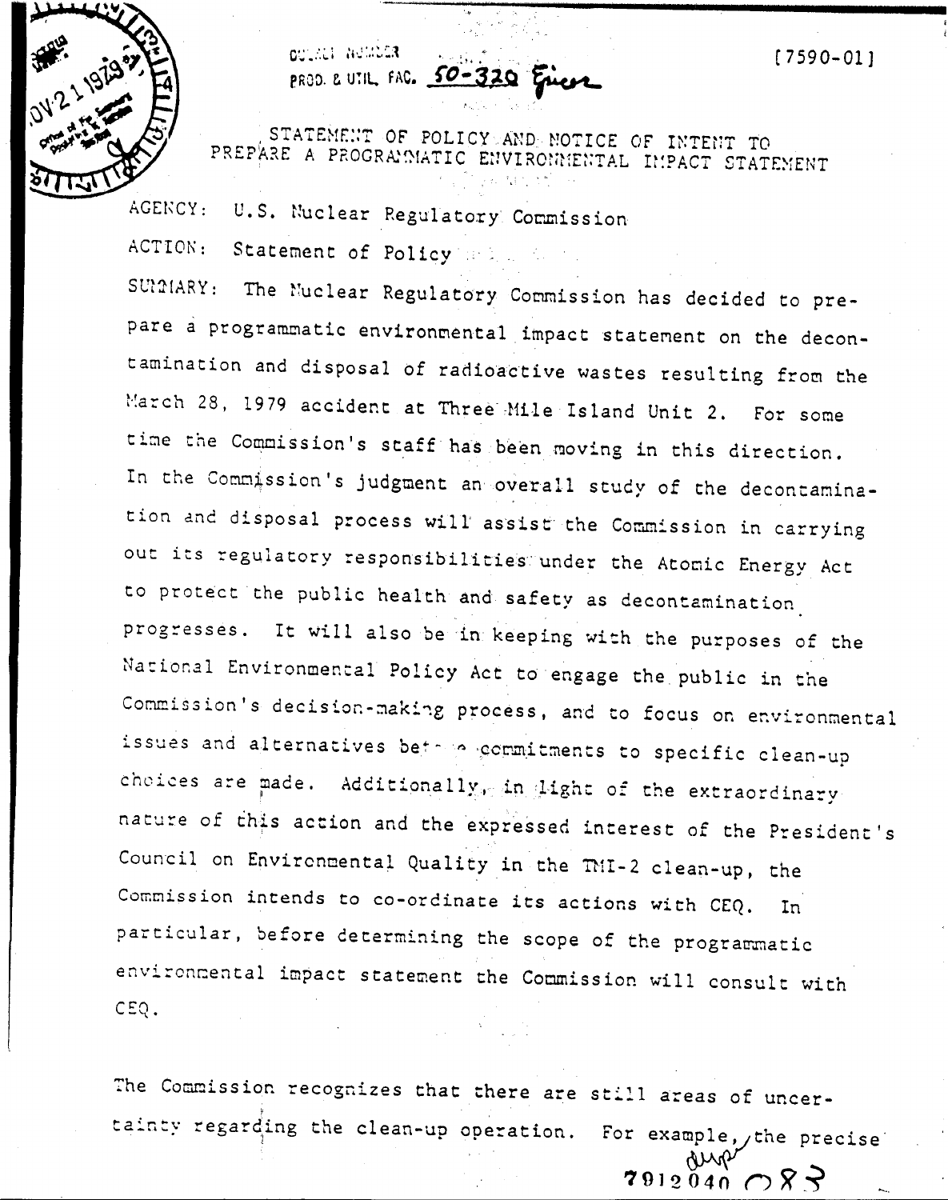DOCKET NUMBER
PROD. & UTIL. FAC. 50-320

[7590-01]

STATEMENT OF POLICY AND NOTICE OF INTENT TO PREPARE A PROGRAMMATIC ENVIRONMENTAL IMPACT STATEMENT

AGENCY: U.S. Nuclear Regulatory Commission

ACTION: Statement of Policy

SUMMARY: The Nuclear Regulatory Commission has decided to prepare a programmatic environmental impact statement on the decontamination and disposal of radioactive wastes resulting from the March 28, 1979 accident at Three Mile Island Unit 2. For some time the Commission's staff has been moving in this direction. In the Commission's judgment an overall study of the decontamination and disposal process will assist the Commission in carrying out its regulatory responsibilities under the Atomic Energy Act to protect the public health and safety as decontamination progresses. It will also be in keeping with the purposes of the National Environmental Policy Act to engage the public in the Commission's decision-making process, and to focus on environmental issues and alternatives before commitments to specific clean-up choices are made. Additionally, in light of the extraordinary nature of this action and the expressed interest of the President's Council on Environmental Quality in the TMI-2 clean-up, the Commission intends to co-ordinate its actions with CEQ. In particular, before determining the scope of the programmatic environmental impact statement the Commission will consult with CEQ.

The Commission recognizes that there are still areas of uncertainty regarding the clean-up operation. For example, the precise

7912040 083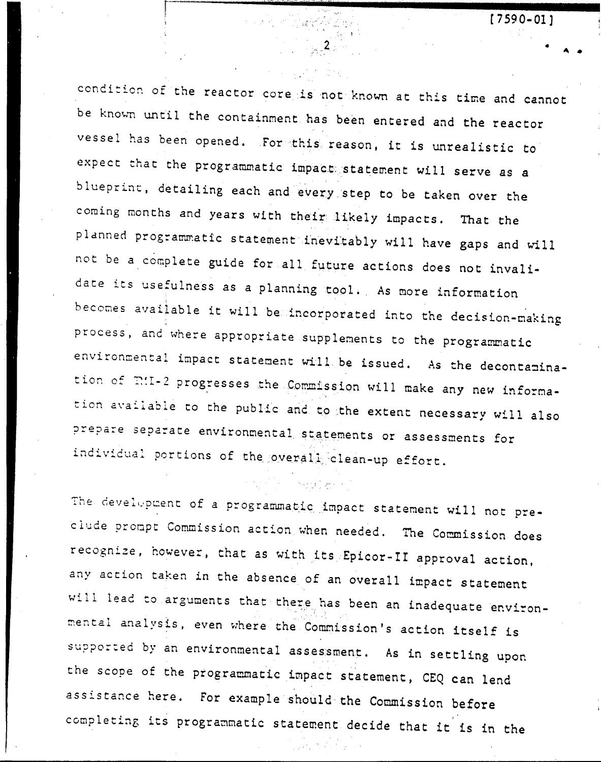condition of the reactor core is not known at this time and cannot be known until the containment has been entered and the reactor vessel has been opened. For this reason, it is unrealistic to expect that the programmatic impact statement will serve as a blueprint, detailing each and every step to be taken over the coming months and years with their likely impacts. That the planned programmatic statement inevitably will have gaps and will not be a complete guide for all future actions does not invalidate its usefulness as a planning tool. As more information becomes available it will be incorporated into the decision-making process, and where appropriate supplements to the programmatic environmental impact statement will be issued. As the decontamination of TMI-2 progresses the Commission will make any new information available to the public and to the extent necessary will also prepare separate environmental statements or assessments for individual portions of the overall clean-up effort.

The development of a programmatic impact statement will not preclude prompt Commission action when needed. The Commission does recognize, however, that as with its Epicor-II approval action, any action taken in the absence of an overall impact statement will lead to arguments that there has been an inadequate environmental analysis, even where the Commission's action itself is supported by an environmental assessment. As in settling upon the scope of the programmatic impact statement, CEQ can lend assistance here. For example should the Commission before completing its programmatic statement decide that it is in the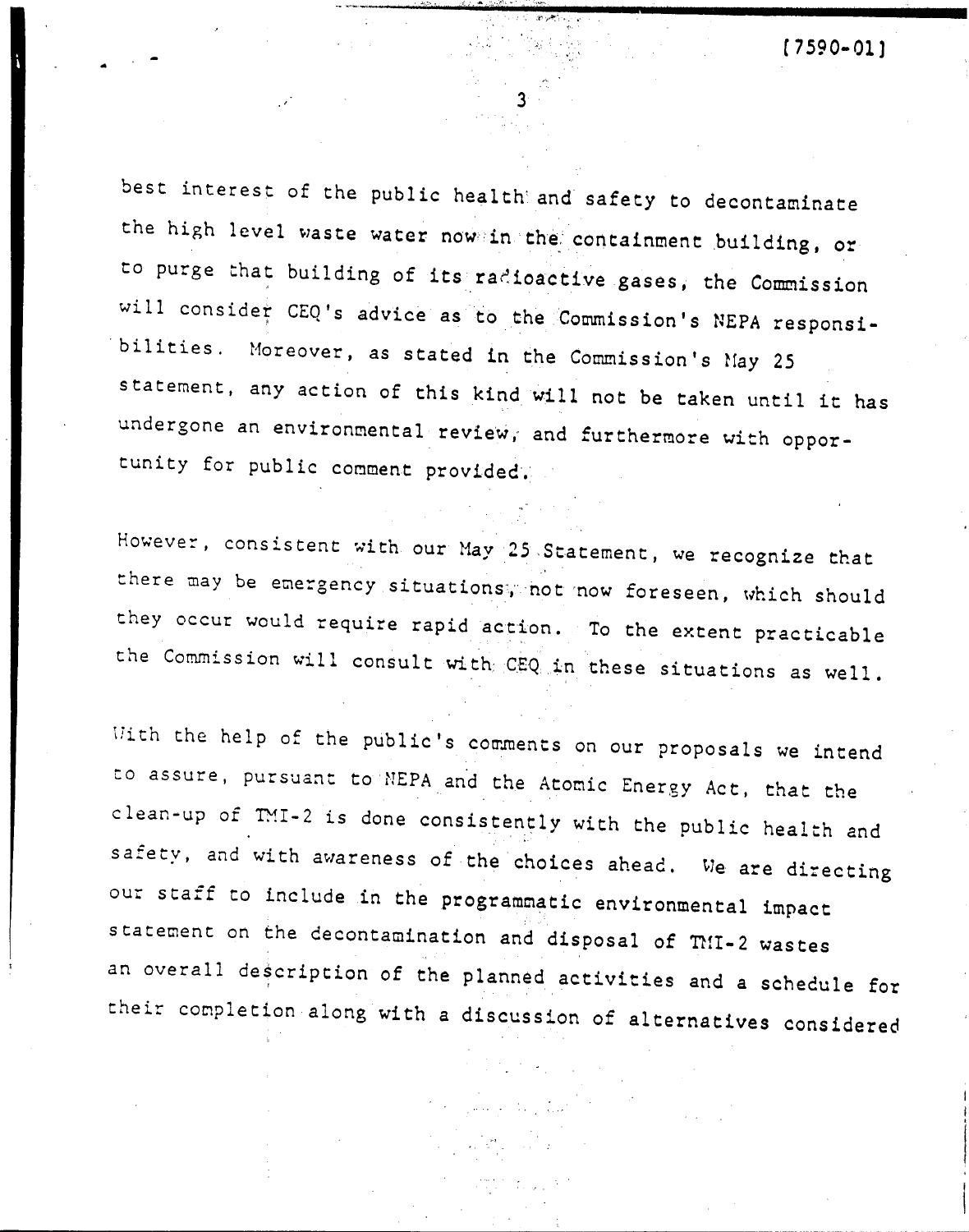best interest of the public health and safety to decontaminate the high level waste water now in the containment building, or to purge that building of its radioactive gases, the Commission will consider CEQ's advice as to the Commission's NEPA responsibilities. Moreover, as stated in the Commission's May 25 statement, any action of this kind will not be taken until it has undergone an environmental review, and furthermore with opportunity for public comment provided.

However, consistent with our May 25 Statement, we recognize that there may be emergency situations, not now foreseen, which should they occur would require rapid action. To the extent practicable the Commission will consult with CEQ in these situations as well.

With the help of the public's comments on our proposals we intend to assure, pursuant to NEPA and the Atomic Energy Act, that the clean-up of TMI-2 is done consistently with the public health and safety, and with awareness of the choices ahead. We are directing our staff to include in the programmatic environmental impact statement on the decontamination and disposal of TMI-2 wastes an overall description of the planned activities and a schedule for their completion along with a discussion of alternatives considered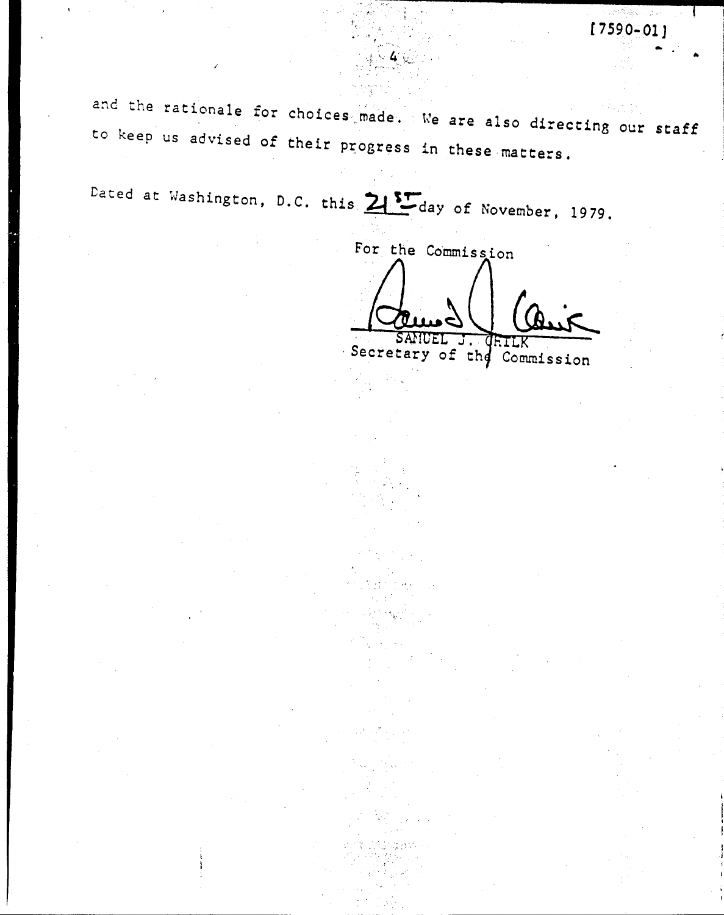[7590-01]

and the rationale for choices made. We are also directing our staff to keep us advised of their progress in these matters.

Dated at Washington, D.C. this 21st day of November, 1979.

For the Commission

SAMUEL J. CHILK
Secretary of the Commission